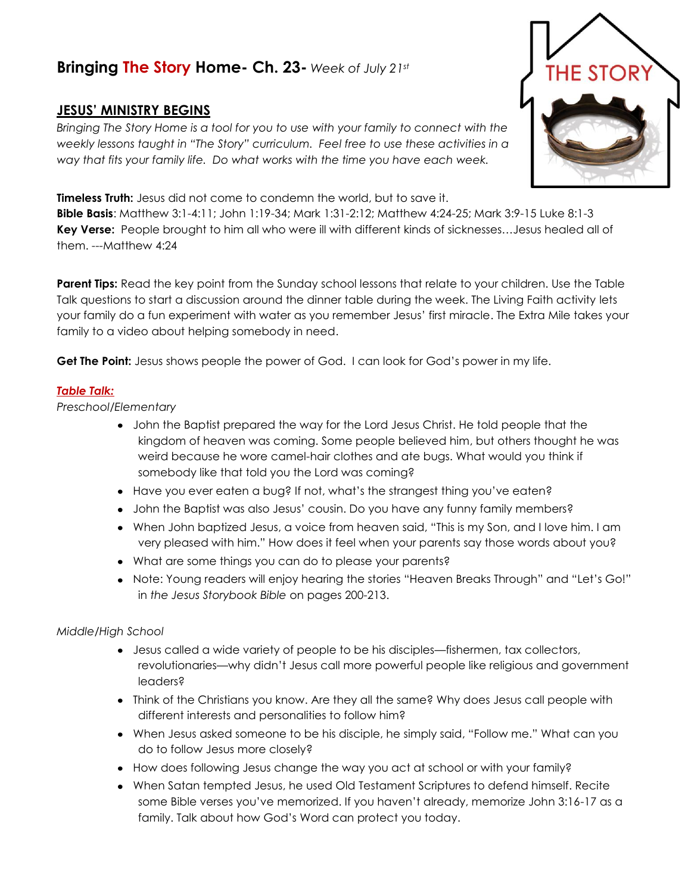# Bringing The Story Home- Ch. 23- *Week of July 21st*

## JESUS' MINISTRY BEGINS

*Bringing The Story Home is a tool for you to use with your family to connect with the weekly lessons taught in "The Story" curriculum. Feel free to use these activities in a way that fits your family life. Do what works with the time you have each week.*

**Timeless Truth:** Jesus did not come to condemn the world, but to save it.
**Bible Basis**: Matthew 3:1-4:11; John 1:19-34; Mark 1:31-2:12; Matthew 4:24-25; Mark 3:9-15 Luke 8:1-3
**Key Verse:** People brought to him all who were ill with different kinds of sicknesses…Jesus healed all of them. ---Matthew 4:24

**Parent Tips:** Read the key point from the Sunday school lessons that relate to your children. Use the Table Talk questions to start a discussion around the dinner table during the week. The Living Faith activity lets your family do a fun experiment with water as you remember Jesus' first miracle. The Extra Mile takes your family to a video about helping somebody in need.

**Get The Point:** Jesus shows people the power of God. I can look for God's power in my life.

***Table Talk:***

*Preschool/Elementary*

- John the Baptist prepared the way for the Lord Jesus Christ. He told people that the kingdom of heaven was coming. Some people believed him, but others thought he was weird because he wore camel-hair clothes and ate bugs. What would you think if somebody like that told you the Lord was coming?
- Have you ever eaten a bug? If not, what's the strangest thing you've eaten?
- John the Baptist was also Jesus' cousin. Do you have any funny family members?
- When John baptized Jesus, a voice from heaven said, "This is my Son, and I love him. I am very pleased with him." How does it feel when your parents say those words about you?
- What are some things you can do to please your parents?
- Note: Young readers will enjoy hearing the stories "Heaven Breaks Through" and "Let's Go!" in *the Jesus Storybook Bible* on pages 200-213.

*Middle/High School*

- Jesus called a wide variety of people to be his disciples—fishermen, tax collectors, revolutionaries—why didn't Jesus call more powerful people like religious and government leaders?
- Think of the Christians you know. Are they all the same? Why does Jesus call people with different interests and personalities to follow him?
- When Jesus asked someone to be his disciple, he simply said, "Follow me." What can you do to follow Jesus more closely?
- How does following Jesus change the way you act at school or with your family?
- When Satan tempted Jesus, he used Old Testament Scriptures to defend himself. Recite some Bible verses you've memorized. If you haven't already, memorize John 3:16-17 as a family. Talk about how God's Word can protect you today.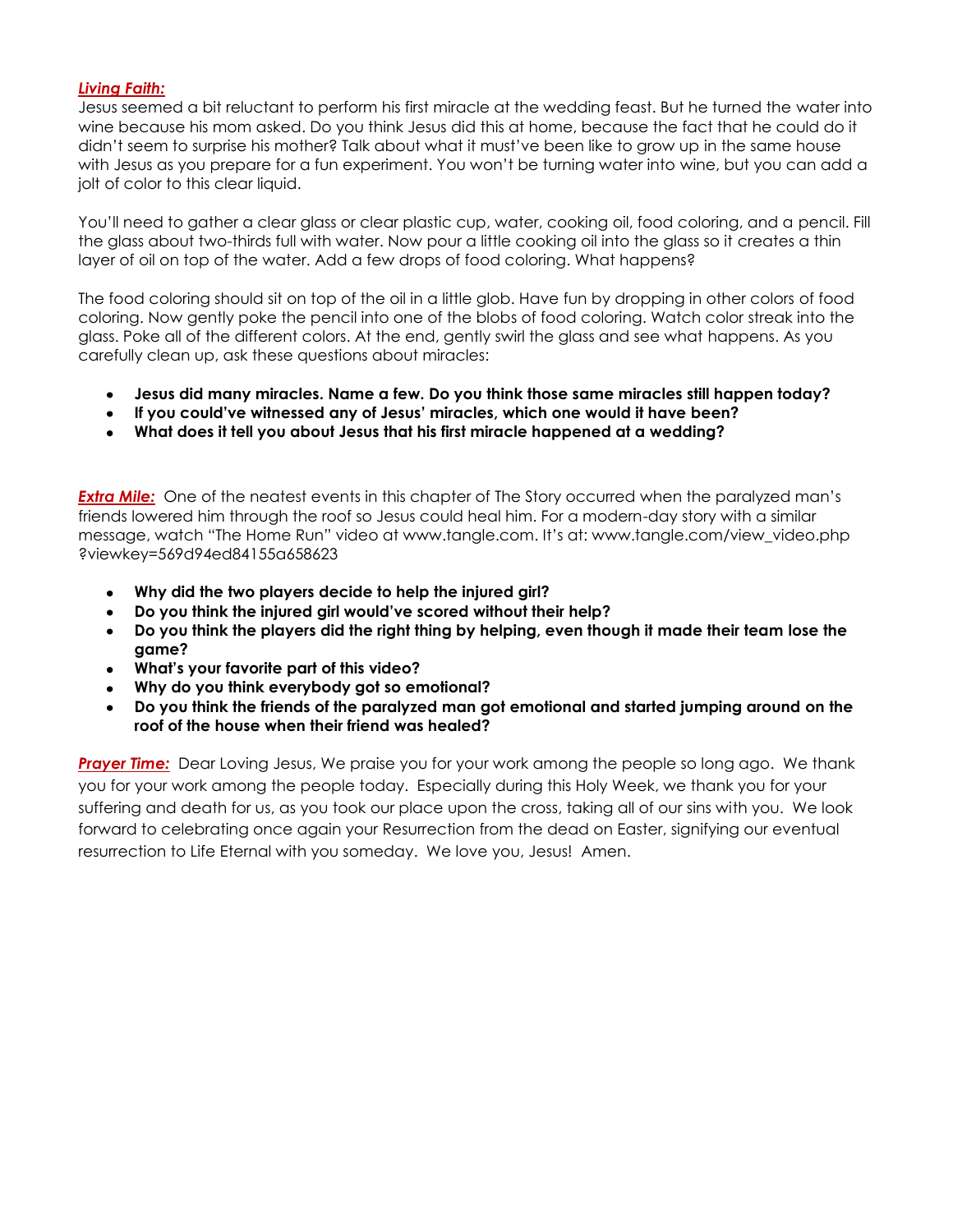***Living Faith:***
Jesus seemed a bit reluctant to perform his first miracle at the wedding feast. But he turned the water into wine because his mom asked. Do you think Jesus did this at home, because the fact that he could do it didn't seem to surprise his mother? Talk about what it must've been like to grow up in the same house with Jesus as you prepare for a fun experiment. You won't be turning water into wine, but you can add a jolt of color to this clear liquid.

You'll need to gather a clear glass or clear plastic cup, water, cooking oil, food coloring, and a pencil. Fill the glass about two-thirds full with water. Now pour a little cooking oil into the glass so it creates a thin layer of oil on top of the water. Add a few drops of food coloring. What happens?

The food coloring should sit on top of the oil in a little glob. Have fun by dropping in other colors of food coloring. Now gently poke the pencil into one of the blobs of food coloring. Watch color streak into the glass. Poke all of the different colors. At the end, gently swirl the glass and see what happens. As you carefully clean up, ask these questions about miracles:

- **Jesus did many miracles. Name a few. Do you think those same miracles still happen today?**
- **If you could've witnessed any of Jesus' miracles, which one would it have been?**
- **What does it tell you about Jesus that his first miracle happened at a wedding?**

***Extra Mile:*** One of the neatest events in this chapter of The Story occurred when the paralyzed man's friends lowered him through the roof so Jesus could heal him. For a modern-day story with a similar message, watch "The Home Run" video at www.tangle.com. It's at: www.tangle.com/view_video.php ?viewkey=569d94ed84155a658623

- **Why did the two players decide to help the injured girl?**
- **Do you think the injured girl would've scored without their help?**
- **Do you think the players did the right thing by helping, even though it made their team lose the game?**
- **What's your favorite part of this video?**
- **Why do you think everybody got so emotional?**
- **Do you think the friends of the paralyzed man got emotional and started jumping around on the roof of the house when their friend was healed?**

***Prayer Time:*** Dear Loving Jesus, We praise you for your work among the people so long ago. We thank you for your work among the people today. Especially during this Holy Week, we thank you for your suffering and death for us, as you took our place upon the cross, taking all of our sins with you. We look forward to celebrating once again your Resurrection from the dead on Easter, signifying our eventual resurrection to Life Eternal with you someday. We love you, Jesus! Amen.